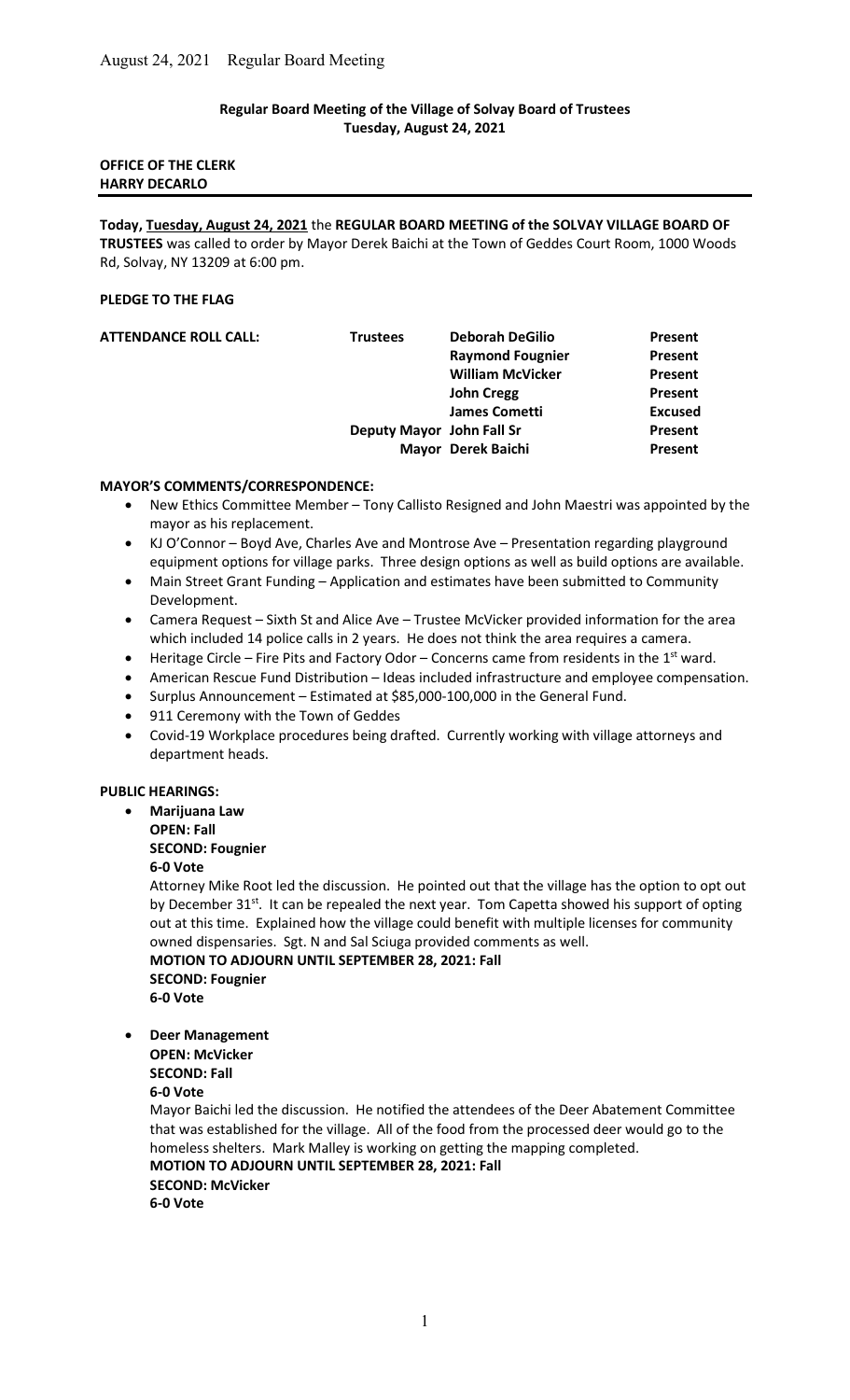## Regular Board Meeting of the Village of Solvay Board of Trustees
**Tuesday, August 24, 2021**

**OFFICE OF THE CLERK**
**HARRY DECARLO**

**Today, Tuesday, August 24, 2021** the **REGULAR BOARD MEETING of the SOLVAY VILLAGE BOARD OF TRUSTEES** was called to order by Mayor Derek Baichi at the Town of Geddes Court Room, 1000 Woods Rd, Solvay, NY 13209 at 6:00 pm.

**PLEDGE TO THE FLAG**

| **ATTENDANCE ROLL CALL:** | **Trustees** | **Deborah DeGilio** | **Present** |
|---|---|---|---|
| | | **Raymond Fougnier** | **Present** |
| | | **William McVicker** | **Present** |
| | | **John Cregg** | **Present** |
| | | **James Cometti** | **Excused** |
| | **Deputy Mayor** | **John Fall Sr** | **Present** |
| | **Mayor** | **Derek Baichi** | **Present** |

**MAYOR'S COMMENTS/CORRESPONDENCE:**

- New Ethics Committee Member – Tony Callisto Resigned and John Maestri was appointed by the mayor as his replacement.
- KJ O'Connor – Boyd Ave, Charles Ave and Montrose Ave – Presentation regarding playground equipment options for village parks. Three design options as well as build options are available.
- Main Street Grant Funding – Application and estimates have been submitted to Community Development.
- Camera Request – Sixth St and Alice Ave – Trustee McVicker provided information for the area which included 14 police calls in 2 years. He does not think the area requires a camera.
- Heritage Circle – Fire Pits and Factory Odor – Concerns came from residents in the 1st ward.
- American Rescue Fund Distribution – Ideas included infrastructure and employee compensation.
- Surplus Announcement – Estimated at $85,000-100,000 in the General Fund.
- 911 Ceremony with the Town of Geddes
- Covid-19 Workplace procedures being drafted. Currently working with village attorneys and department heads.

**PUBLIC HEARINGS:**

- **Marijuana Law**
  **OPEN: Fall**
  **SECOND: Fougnier**
  **6-0 Vote**

  Attorney Mike Root led the discussion. He pointed out that the village has the option to opt out by December 31st. It can be repealed the next year. Tom Capetta showed his support of opting out at this time. Explained how the village could benefit with multiple licenses for community owned dispensaries. Sgt. N and Sal Sciuga provided comments as well.

  **MOTION TO ADJOURN UNTIL SEPTEMBER 28, 2021: Fall**
  **SECOND: Fougnier**
  **6-0 Vote**

- **Deer Management**
  **OPEN: McVicker**
  **SECOND: Fall**
  **6-0 Vote**

  Mayor Baichi led the discussion. He notified the attendees of the Deer Abatement Committee that was established for the village. All of the food from the processed deer would go to the homeless shelters. Mark Malley is working on getting the mapping completed.

  **MOTION TO ADJOURN UNTIL SEPTEMBER 28, 2021: Fall**
  **SECOND: McVicker**
  **6-0 Vote**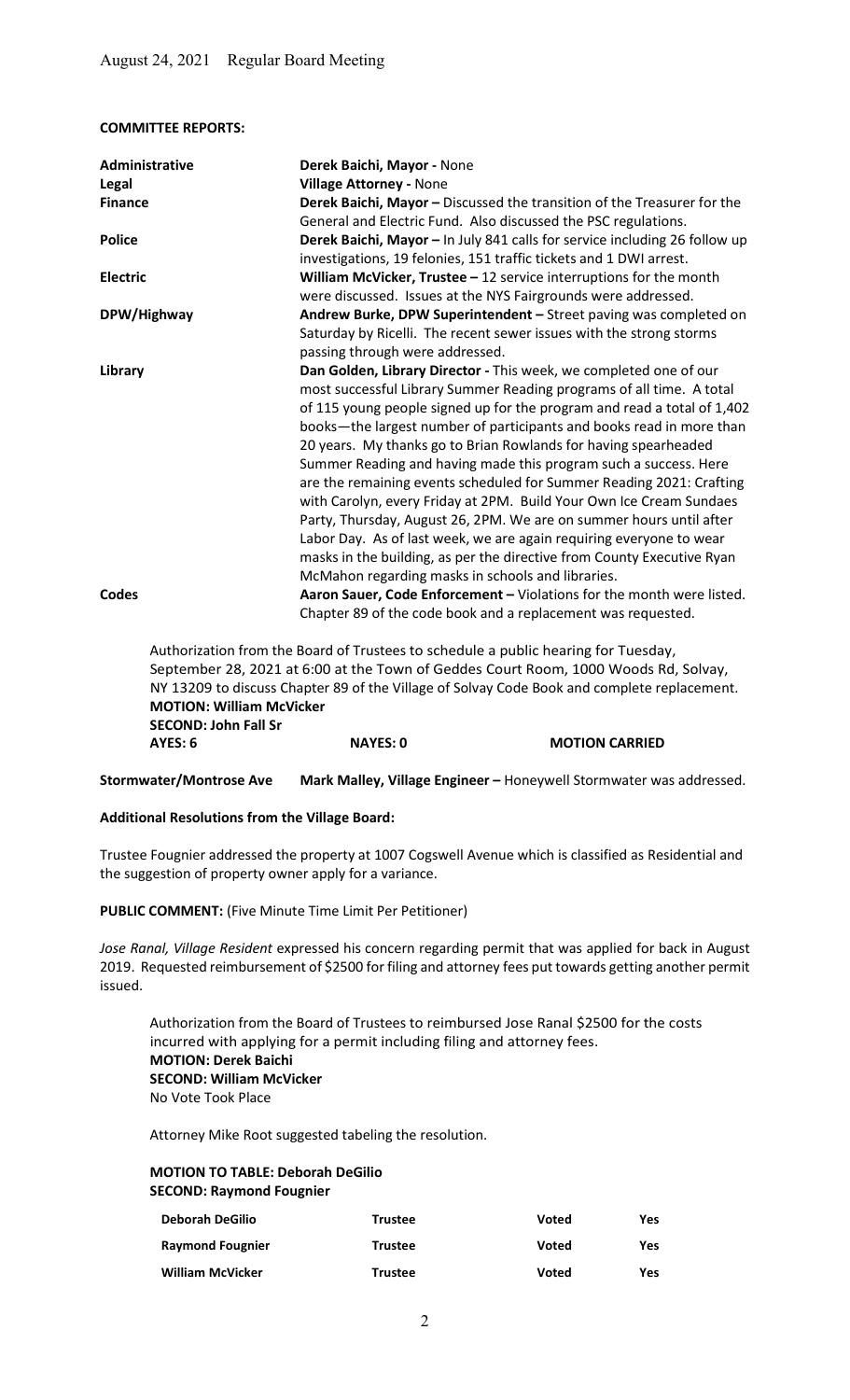August 24, 2021 Regular Board Meeting

**COMMITTEE REPORTS:**

| | |
|---|---|
| **Administrative** | **Derek Baichi, Mayor -** None |
| **Legal** | **Village Attorney -** None |
| **Finance** | **Derek Baichi, Mayor –** Discussed the transition of the Treasurer for the General and Electric Fund. Also discussed the PSC regulations. |
| **Police** | **Derek Baichi, Mayor –** In July 841 calls for service including 26 follow up investigations, 19 felonies, 151 traffic tickets and 1 DWI arrest. |
| **Electric** | **William McVicker, Trustee –** 12 service interruptions for the month were discussed. Issues at the NYS Fairgrounds were addressed. |
| **DPW/Highway** | **Andrew Burke, DPW Superintendent –** Street paving was completed on Saturday by Ricelli. The recent sewer issues with the strong storms passing through were addressed. |
| **Library** | **Dan Golden, Library Director -** This week, we completed one of our most successful Library Summer Reading programs of all time. A total of 115 young people signed up for the program and read a total of 1,402 books—the largest number of participants and books read in more than 20 years. My thanks go to Brian Rowlands for having spearheaded Summer Reading and having made this program such a success. Here are the remaining events scheduled for Summer Reading 2021: Crafting with Carolyn, every Friday at 2PM. Build Your Own Ice Cream Sundaes Party, Thursday, August 26, 2PM. We are on summer hours until after Labor Day. As of last week, we are again requiring everyone to wear masks in the building, as per the directive from County Executive Ryan McMahon regarding masks in schools and libraries. |
| **Codes** | **Aaron Sauer, Code Enforcement –** Violations for the month were listed. Chapter 89 of the code book and a replacement was requested. |

Authorization from the Board of Trustees to schedule a public hearing for Tuesday, September 28, 2021 at 6:00 at the Town of Geddes Court Room, 1000 Woods Rd, Solvay, NY 13209 to discuss Chapter 89 of the Village of Solvay Code Book and complete replacement.
**MOTION: William McVicker**
**SECOND: John Fall Sr**
**AYES: 6** **NAYES: 0** **MOTION CARRIED**

**Stormwater/Montrose Ave** **Mark Malley, Village Engineer –** Honeywell Stormwater was addressed.

**Additional Resolutions from the Village Board:**

Trustee Fougnier addressed the property at 1007 Cogswell Avenue which is classified as Residential and the suggestion of property owner apply for a variance.

**PUBLIC COMMENT:** (Five Minute Time Limit Per Petitioner)

*Jose Ranal, Village Resident* expressed his concern regarding permit that was applied for back in August 2019. Requested reimbursement of $2500 for filing and attorney fees put towards getting another permit issued.

Authorization from the Board of Trustees to reimbursed Jose Ranal $2500 for the costs incurred with applying for a permit including filing and attorney fees.
**MOTION: Derek Baichi**
**SECOND: William McVicker**
No Vote Took Place

Attorney Mike Root suggested tabeling the resolution.

**MOTION TO TABLE: Deborah DeGilio**
**SECOND: Raymond Fougnier**

| | | | |
|---|---|---|---|
| **Deborah DeGilio** | **Trustee** | **Voted** | **Yes** |
| **Raymond Fougnier** | **Trustee** | **Voted** | **Yes** |
| **William McVicker** | **Trustee** | **Voted** | **Yes** |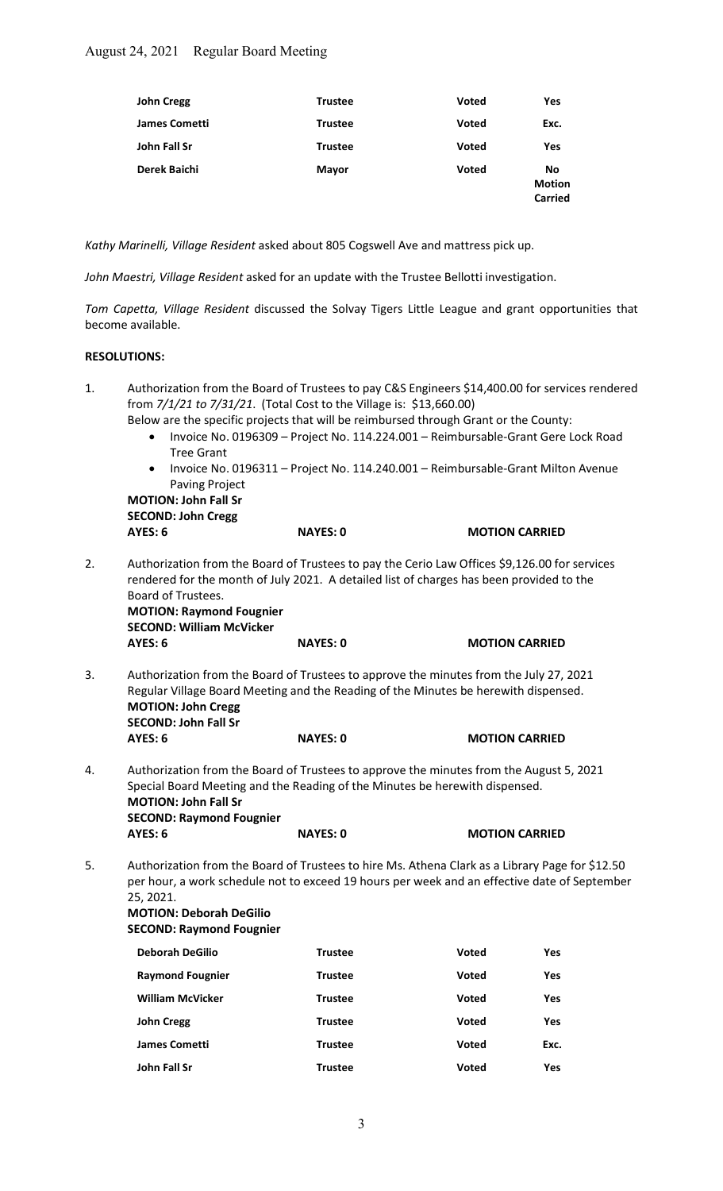| John Cregg | Trustee | Voted | Yes |
|---|---|---|---|
| James Cometti | Trustee | Voted | Exc. |
| John Fall Sr | Trustee | Voted | Yes |
| Derek Baichi | Mayor | Voted | No<br>Motion Carried |

*Kathy Marinelli, Village Resident* asked about 805 Cogswell Ave and mattress pick up.

*John Maestri, Village Resident* asked for an update with the Trustee Bellotti investigation.

*Tom Capetta, Village Resident* discussed the Solvay Tigers Little League and grant opportunities that become available.

**RESOLUTIONS:**

1. Authorization from the Board of Trustees to pay C&S Engineers $14,400.00 for services rendered from *7/1/21 to 7/31/21*. (Total Cost to the Village is: $13,660.00)
   Below are the specific projects that will be reimbursed through Grant or the County:
   - Invoice No. 0196309 – Project No. 114.224.001 – Reimbursable-Grant Gere Lock Road Tree Grant
   - Invoice No. 0196311 – Project No. 114.240.001 – Reimbursable-Grant Milton Avenue Paving Project

   **MOTION: John Fall Sr**
   **SECOND: John Cregg**
   **AYES: 6 NAYES: 0 MOTION CARRIED**

2. Authorization from the Board of Trustees to pay the Cerio Law Offices $9,126.00 for services rendered for the month of July 2021. A detailed list of charges has been provided to the Board of Trustees.
   **MOTION: Raymond Fougnier**
   **SECOND: William McVicker**
   **AYES: 6 NAYES: 0 MOTION CARRIED**

3. Authorization from the Board of Trustees to approve the minutes from the July 27, 2021 Regular Village Board Meeting and the Reading of the Minutes be herewith dispensed.
   **MOTION: John Cregg**
   **SECOND: John Fall Sr**
   **AYES: 6 NAYES: 0 MOTION CARRIED**

4. Authorization from the Board of Trustees to approve the minutes from the August 5, 2021 Special Board Meeting and the Reading of the Minutes be herewith dispensed.
   **MOTION: John Fall Sr**
   **SECOND: Raymond Fougnier**
   **AYES: 6 NAYES: 0 MOTION CARRIED**

5. Authorization from the Board of Trustees to hire Ms. Athena Clark as a Library Page for $12.50 per hour, a work schedule not to exceed 19 hours per week and an effective date of September 25, 2021.
   **MOTION: Deborah DeGilio**
   **SECOND: Raymond Fougnier**

| Deborah DeGilio | Trustee | Voted | Yes |
|---|---|---|---|
| Raymond Fougnier | Trustee | Voted | Yes |
| William McVicker | Trustee | Voted | Yes |
| John Cregg | Trustee | Voted | Yes |
| James Cometti | Trustee | Voted | Exc. |
| John Fall Sr | Trustee | Voted | Yes |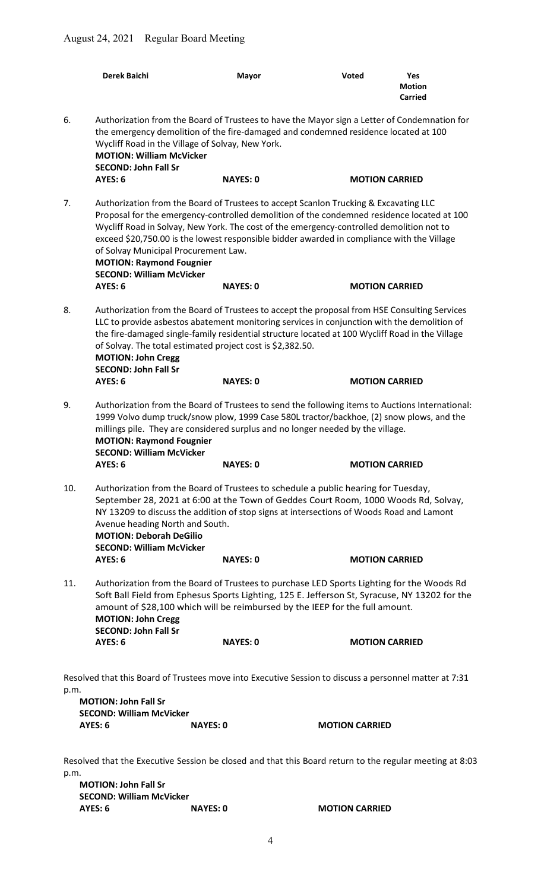| **Derek Baichi** | **Mayor** | **Voted** | **Yes Motion Carried** |
|---|---|---|---|

6. Authorization from the Board of Trustees to have the Mayor sign a Letter of Condemnation for the emergency demolition of the fire-damaged and condemned residence located at 100 Wycliff Road in the Village of Solvay, New York.
   **MOTION: William McVicker**
   **SECOND: John Fall Sr**
   **AYES: 6** **NAYES: 0** **MOTION CARRIED**

7. Authorization from the Board of Trustees to accept Scanlon Trucking & Excavating LLC Proposal for the emergency-controlled demolition of the condemned residence located at 100 Wycliff Road in Solvay, New York. The cost of the emergency-controlled demolition not to exceed $20,750.00 is the lowest responsible bidder awarded in compliance with the Village of Solvay Municipal Procurement Law.
   **MOTION: Raymond Fougnier**
   **SECOND: William McVicker**
   **AYES: 6** **NAYES: 0** **MOTION CARRIED**

8. Authorization from the Board of Trustees to accept the proposal from HSE Consulting Services LLC to provide asbestos abatement monitoring services in conjunction with the demolition of the fire-damaged single-family residential structure located at 100 Wycliff Road in the Village of Solvay. The total estimated project cost is $2,382.50.
   **MOTION: John Cregg**
   **SECOND: John Fall Sr**
   **AYES: 6** **NAYES: 0** **MOTION CARRIED**

9. Authorization from the Board of Trustees to send the following items to Auctions International: 1999 Volvo dump truck/snow plow, 1999 Case 580L tractor/backhoe, (2) snow plows, and the millings pile. They are considered surplus and no longer needed by the village.
   **MOTION: Raymond Fougnier**
   **SECOND: William McVicker**
   **AYES: 6** **NAYES: 0** **MOTION CARRIED**

10. Authorization from the Board of Trustees to schedule a public hearing for Tuesday, September 28, 2021 at 6:00 at the Town of Geddes Court Room, 1000 Woods Rd, Solvay, NY 13209 to discuss the addition of stop signs at intersections of Woods Road and Lamont Avenue heading North and South.
    **MOTION: Deborah DeGilio**
    **SECOND: William McVicker**
    **AYES: 6** **NAYES: 0** **MOTION CARRIED**

11. Authorization from the Board of Trustees to purchase LED Sports Lighting for the Woods Rd Soft Ball Field from Ephesus Sports Lighting, 125 E. Jefferson St, Syracuse, NY 13202 for the amount of $28,100 which will be reimbursed by the IEEP for the full amount.
    **MOTION: John Cregg**
    **SECOND: John Fall Sr**
    **AYES: 6** **NAYES: 0** **MOTION CARRIED**

Resolved that this Board of Trustees move into Executive Session to discuss a personnel matter at 7:31 p.m.
**MOTION: John Fall Sr**
**SECOND: William McVicker**
**AYES: 6** **NAYES: 0** **MOTION CARRIED**

Resolved that the Executive Session be closed and that this Board return to the regular meeting at 8:03 p.m.
**MOTION: John Fall Sr**
**SECOND: William McVicker**
**AYES: 6** **NAYES: 0** **MOTION CARRIED**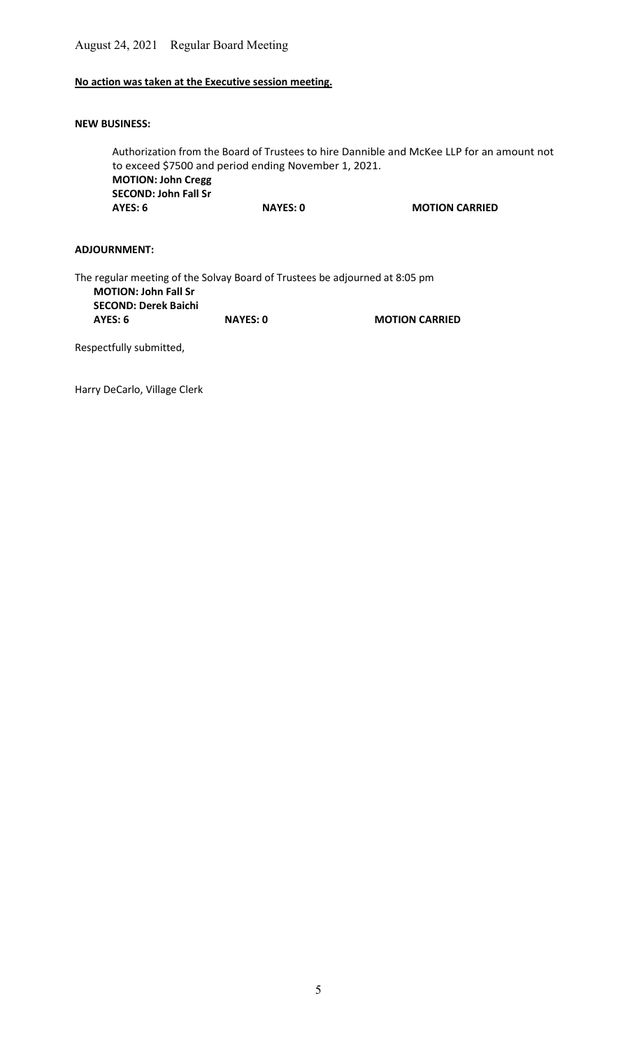**No action was taken at the Executive session meeting.**

**NEW BUSINESS:**

Authorization from the Board of Trustees to hire Dannible and McKee LLP for an amount not to exceed $7500 and period ending November 1, 2021.

**MOTION: John Cregg**
**SECOND: John Fall Sr**
**AYES: 6 NAYES: 0 MOTION CARRIED**

**ADJOURNMENT:**

The regular meeting of the Solvay Board of Trustees be adjourned at 8:05 pm

**MOTION: John Fall Sr**
**SECOND: Derek Baichi**
**AYES: 6 NAYES: 0 MOTION CARRIED**

Respectfully submitted,

Harry DeCarlo, Village Clerk